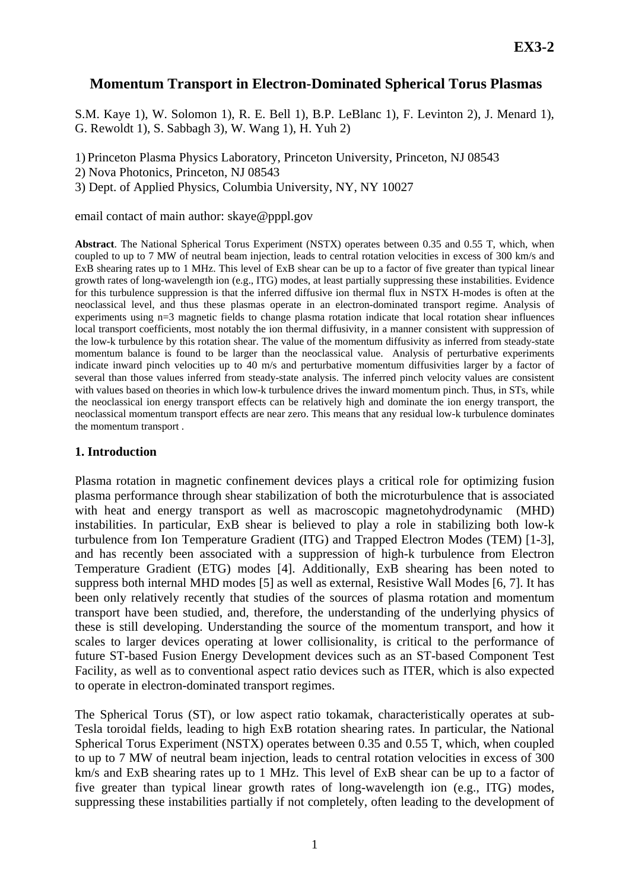# Momentum Transport in Electron-Dominated Spherical Torus Plasmas

S.M. Kaye 1), W. Solomon 1), R. E. Bell 1), B.P. LeBlanc 1), F. Levinton 2), J. Menard 1), G. Rewoldt 1), S. Sabbagh 3), W. Wang 1), H. Yuh 2)

1) Princeton Plasma Physics Laboratory, Princeton University, Princeton, NJ 08543
2) Nova Photonics, Princeton, NJ 08543
3) Dept. of Applied Physics, Columbia University, NY, NY 10027

email contact of main author: skaye@pppl.gov

**Abstract**. The National Spherical Torus Experiment (NSTX) operates between 0.35 and 0.55 T, which, when coupled to up to 7 MW of neutral beam injection, leads to central rotation velocities in excess of 300 km/s and ExB shearing rates up to 1 MHz. This level of ExB shear can be up to a factor of five greater than typical linear growth rates of long-wavelength ion (e.g., ITG) modes, at least partially suppressing these instabilities. Evidence for this turbulence suppression is that the inferred diffusive ion thermal flux in NSTX H-modes is often at the neoclassical level, and thus these plasmas operate in an electron-dominated transport regime. Analysis of experiments using n=3 magnetic fields to change plasma rotation indicate that local rotation shear influences local transport coefficients, most notably the ion thermal diffusivity, in a manner consistent with suppression of the low-k turbulence by this rotation shear. The value of the momentum diffusivity as inferred from steady-state momentum balance is found to be larger than the neoclassical value. Analysis of perturbative experiments indicate inward pinch velocities up to 40 m/s and perturbative momentum diffusivities larger by a factor of several than those values inferred from steady-state analysis. The inferred pinch velocity values are consistent with values based on theories in which low-k turbulence drives the inward momentum pinch. Thus, in STs, while the neoclassical ion energy transport effects can be relatively high and dominate the ion energy transport, the neoclassical momentum transport effects are near zero. This means that any residual low-k turbulence dominates the momentum transport .

## 1. Introduction

Plasma rotation in magnetic confinement devices plays a critical role for optimizing fusion plasma performance through shear stabilization of both the microturbulence that is associated with heat and energy transport as well as macroscopic magnetohydrodynamic (MHD) instabilities. In particular, ExB shear is believed to play a role in stabilizing both low-k turbulence from Ion Temperature Gradient (ITG) and Trapped Electron Modes (TEM) [1-3], and has recently been associated with a suppression of high-k turbulence from Electron Temperature Gradient (ETG) modes [4]. Additionally, ExB shearing has been noted to suppress both internal MHD modes [5] as well as external, Resistive Wall Modes [6, 7]. It has been only relatively recently that studies of the sources of plasma rotation and momentum transport have been studied, and, therefore, the understanding of the underlying physics of these is still developing. Understanding the source of the momentum transport, and how it scales to larger devices operating at lower collisionality, is critical to the performance of future ST-based Fusion Energy Development devices such as an ST-based Component Test Facility, as well as to conventional aspect ratio devices such as ITER, which is also expected to operate in electron-dominated transport regimes.

The Spherical Torus (ST), or low aspect ratio tokamak, characteristically operates at sub-Tesla toroidal fields, leading to high ExB rotation shearing rates. In particular, the National Spherical Torus Experiment (NSTX) operates between 0.35 and 0.55 T, which, when coupled to up to 7 MW of neutral beam injection, leads to central rotation velocities in excess of 300 km/s and ExB shearing rates up to 1 MHz. This level of ExB shear can be up to a factor of five greater than typical linear growth rates of long-wavelength ion (e.g., ITG) modes, suppressing these instabilities partially if not completely, often leading to the development of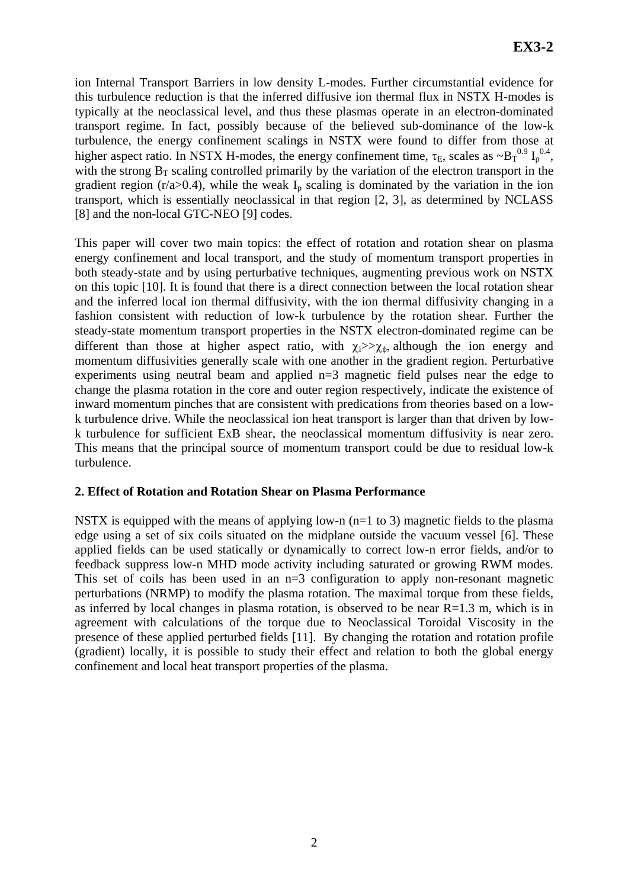ion Internal Transport Barriers in low density L-modes. Further circumstantial evidence for this turbulence reduction is that the inferred diffusive ion thermal flux in NSTX H-modes is typically at the neoclassical level, and thus these plasmas operate in an electron-dominated transport regime. In fact, possibly because of the believed sub-dominance of the low-k turbulence, the energy confinement scalings in NSTX were found to differ from those at higher aspect ratio. In NSTX H-modes, the energy confinement time, $\tau_E$, scales as $\sim B_T^{0.9} I_p^{0.4}$, with the strong $B_T$ scaling controlled primarily by the variation of the electron transport in the gradient region (r/a>0.4), while the weak $I_p$ scaling is dominated by the variation in the ion transport, which is essentially neoclassical in that region [2, 3], as determined by NCLASS [8] and the non-local GTC-NEO [9] codes.

This paper will cover two main topics: the effect of rotation and rotation shear on plasma energy confinement and local transport, and the study of momentum transport properties in both steady-state and by using perturbative techniques, augmenting previous work on NSTX on this topic [10]. It is found that there is a direct connection between the local rotation shear and the inferred local ion thermal diffusivity, with the ion thermal diffusivity changing in a fashion consistent with reduction of low-k turbulence by the rotation shear. Further the steady-state momentum transport properties in the NSTX electron-dominated regime can be different than those at higher aspect ratio, with $\chi_i >> \chi_\phi$, although the ion energy and momentum diffusivities generally scale with one another in the gradient region. Perturbative experiments using neutral beam and applied n=3 magnetic field pulses near the edge to change the plasma rotation in the core and outer region respectively, indicate the existence of inward momentum pinches that are consistent with predications from theories based on a low-k turbulence drive. While the neoclassical ion heat transport is larger than that driven by low-k turbulence for sufficient ExB shear, the neoclassical momentum diffusivity is near zero. This means that the principal source of momentum transport could be due to residual low-k turbulence.

## 2. Effect of Rotation and Rotation Shear on Plasma Performance

NSTX is equipped with the means of applying low-n (n=1 to 3) magnetic fields to the plasma edge using a set of six coils situated on the midplane outside the vacuum vessel [6]. These applied fields can be used statically or dynamically to correct low-n error fields, and/or to feedback suppress low-n MHD mode activity including saturated or growing RWM modes. This set of coils has been used in an n=3 configuration to apply non-resonant magnetic perturbations (NRMP) to modify the plasma rotation. The maximal torque from these fields, as inferred by local changes in plasma rotation, is observed to be near R=1.3 m, which is in agreement with calculations of the torque due to Neoclassical Toroidal Viscosity in the presence of these applied perturbed fields [11]. By changing the rotation and rotation profile (gradient) locally, it is possible to study their effect and relation to both the global energy confinement and local heat transport properties of the plasma.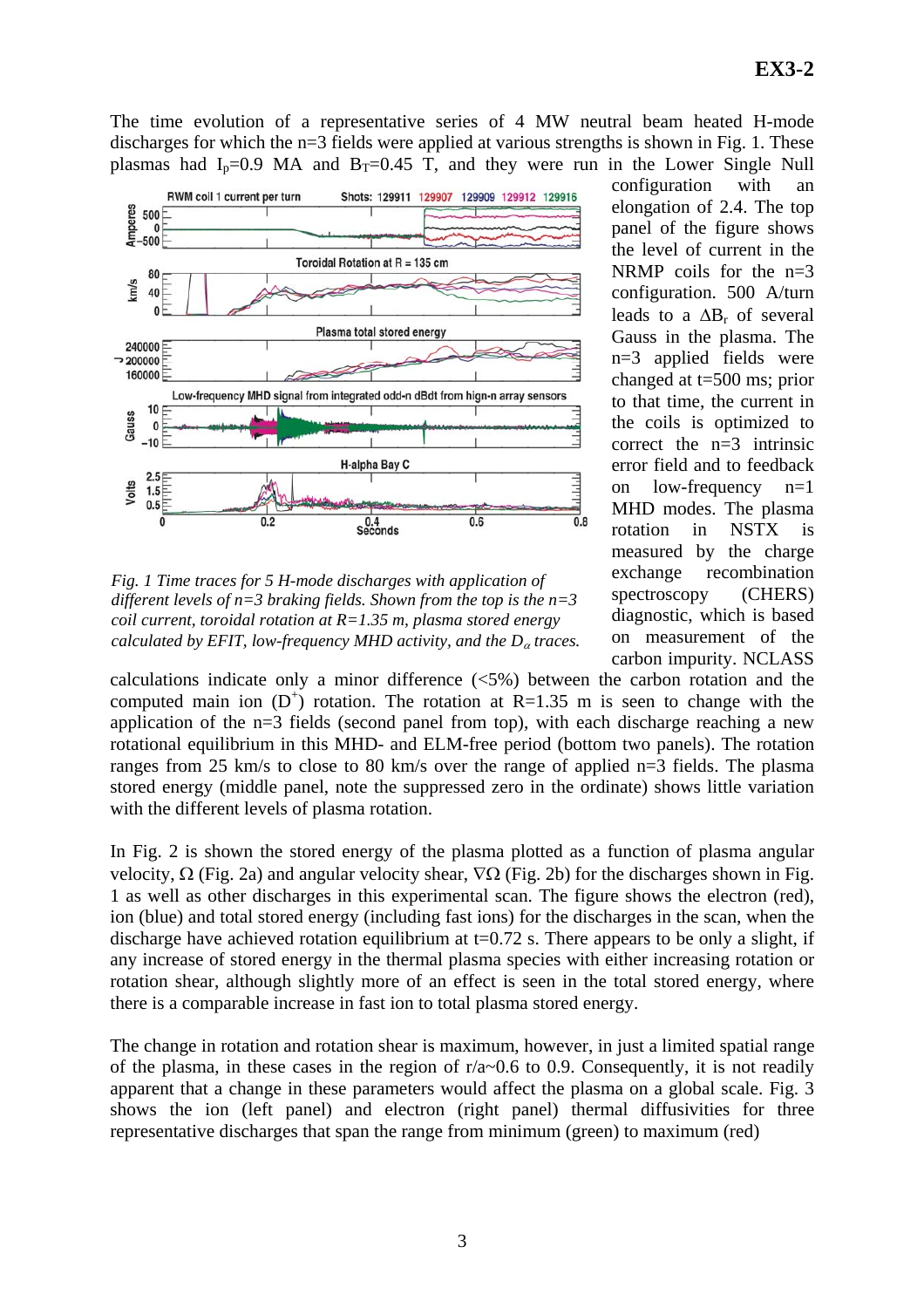The time evolution of a representative series of 4 MW neutral beam heated H-mode discharges for which the n=3 fields were applied at various strengths is shown in Fig. 1. These plasmas had $I_p$=0.9 MA and $B_T$=0.45 T, and they were run in the Lower Single Null configuration with an elongation of 2.4. The top panel of the figure shows the level of current in the NRMP coils for the n=3 configuration. 500 A/turn leads to a $\Delta B_r$ of several Gauss in the plasma. The n=3 applied fields were changed at t=500 ms; prior to that time, the current in the coils is optimized to correct the n=3 intrinsic error field and to feedback on low-frequency n=1 MHD modes. The plasma rotation in NSTX is measured by the charge exchange recombination spectroscopy (CHERS) diagnostic, which is based on measurement of the carbon impurity. NCLASS calculations indicate only a minor difference (<5%) between the carbon rotation and the computed main ion ($D^+$) rotation. The rotation at R=1.35 m is seen to change with the application of the n=3 fields (second panel from top), with each discharge reaching a new rotational equilibrium in this MHD- and ELM-free period (bottom two panels). The rotation ranges from 25 km/s to close to 80 km/s over the range of applied n=3 fields. The plasma stored energy (middle panel, note the suppressed zero in the ordinate) shows little variation with the different levels of plasma rotation.

*Fig. 1 Time traces for 5 H-mode discharges with application of different levels of n=3 braking fields. Shown from the top is the n=3 coil current, toroidal rotation at R=1.35 m, plasma stored energy calculated by EFIT, low-frequency MHD activity, and the $D_\alpha$ traces.*

In Fig. 2 is shown the stored energy of the plasma plotted as a function of plasma angular velocity, $\Omega$ (Fig. 2a) and angular velocity shear, $\nabla\Omega$ (Fig. 2b) for the discharges shown in Fig. 1 as well as other discharges in this experimental scan. The figure shows the electron (red), ion (blue) and total stored energy (including fast ions) for the discharges in the scan, when the discharge have achieved rotation equilibrium at t=0.72 s. There appears to be only a slight, if any increase of stored energy in the thermal plasma species with either increasing rotation or rotation shear, although slightly more of an effect is seen in the total stored energy, where there is a comparable increase in fast ion to total plasma stored energy.

The change in rotation and rotation shear is maximum, however, in just a limited spatial range of the plasma, in these cases in the region of r/a~0.6 to 0.9. Consequently, it is not readily apparent that a change in these parameters would affect the plasma on a global scale. Fig. 3 shows the ion (left panel) and electron (right panel) thermal diffusivities for three representative discharges that span the range from minimum (green) to maximum (red)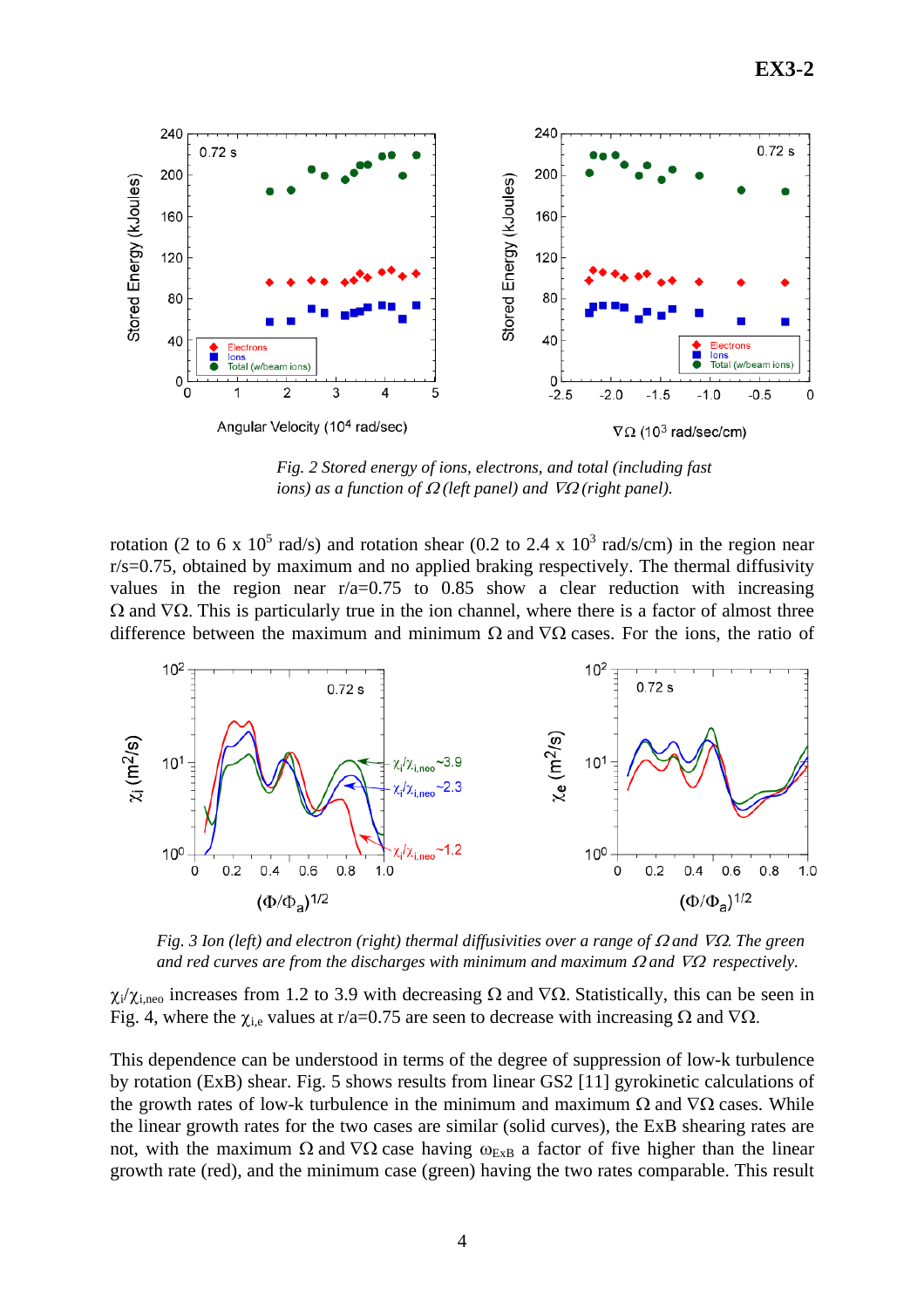*Fig. 2 Stored energy of ions, electrons, and total (including fast ions) as a function of $\Omega$ (left panel) and $\nabla\Omega$ (right panel).*

rotation (2 to 6 x $10^5$ rad/s) and rotation shear (0.2 to 2.4 x $10^3$ rad/s/cm) in the region near r/s=0.75, obtained by maximum and no applied braking respectively. The thermal diffusivity values in the region near r/a=0.75 to 0.85 show a clear reduction with increasing $\Omega$ and $\nabla\Omega$. This is particularly true in the ion channel, where there is a factor of almost three difference between the maximum and minimum $\Omega$ and $\nabla\Omega$ cases. For the ions, the ratio of

*Fig. 3 Ion (left) and electron (right) thermal diffusivities over a range of $\Omega$ and $\nabla\Omega$. The green and red curves are from the discharges with minimum and maximum $\Omega$ and $\nabla\Omega$ respectively.*

$\chi_i/\chi_{i,neo}$ increases from 1.2 to 3.9 with decreasing $\Omega$ and $\nabla\Omega$. Statistically, this can be seen in Fig. 4, where the $\chi_{i,e}$ values at r/a=0.75 are seen to decrease with increasing $\Omega$ and $\nabla\Omega$.

This dependence can be understood in terms of the degree of suppression of low-k turbulence by rotation (ExB) shear. Fig. 5 shows results from linear GS2 [11] gyrokinetic calculations of the growth rates of low-k turbulence in the minimum and maximum $\Omega$ and $\nabla\Omega$ cases. While the linear growth rates for the two cases are similar (solid curves), the ExB shearing rates are not, with the maximum $\Omega$ and $\nabla\Omega$ case having $\omega_{ExB}$ a factor of five higher than the linear growth rate (red), and the minimum case (green) having the two rates comparable. This result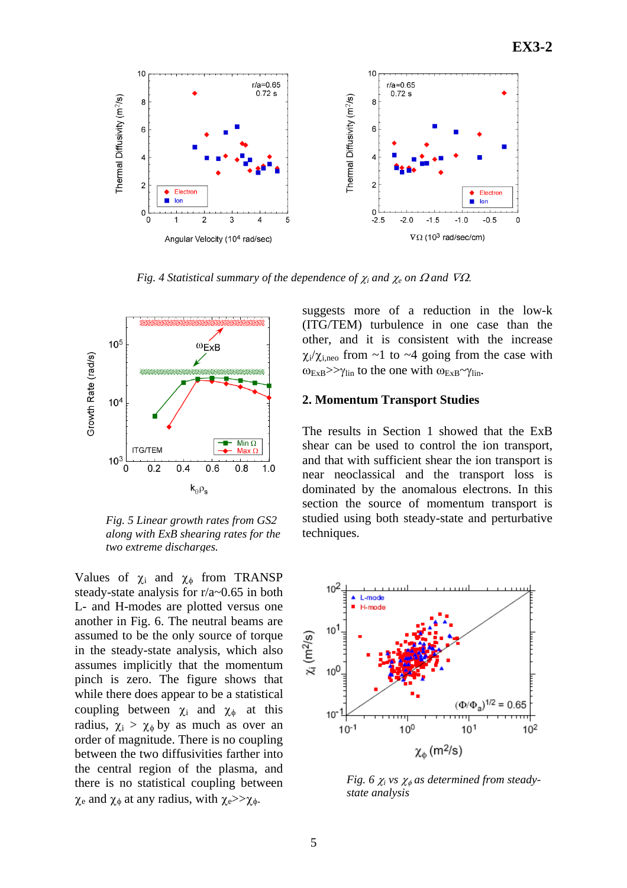*Fig. 4 Statistical summary of the dependence of $\chi_i$ and $\chi_e$ on $\Omega$ and $\nabla\Omega$.*

*Fig. 5 Linear growth rates from GS2 along with ExB shearing rates for the two extreme discharges.*

suggests more of a reduction in the low-k (ITG/TEM) turbulence in one case than the other, and it is consistent with the increase $\chi_i/\chi_{i,neo}$ from ~1 to ~4 going from the case with $\omega_{ExB} >> \gamma_{lin}$ to the one with $\omega_{ExB} \sim \gamma_{lin}$.

## 2. Momentum Transport Studies

The results in Section 1 showed that the ExB shear can be used to control the ion transport, and that with sufficient shear the ion transport is near neoclassical and the transport loss is dominated by the anomalous electrons. In this section the source of momentum transport is studied using both steady-state and perturbative techniques.

Values of $\chi_i$ and $\chi_\phi$ from TRANSP steady-state analysis for r/a~0.65 in both L- and H-modes are plotted versus one another in Fig. 6. The neutral beams are assumed to be the only source of torque in the steady-state analysis, which also assumes implicitly that the momentum pinch is zero. The figure shows that while there does appear to be a statistical coupling between $\chi_i$ and $\chi_\phi$ at this radius, $\chi_i > \chi_\phi$ by as much as over an order of magnitude. There is no coupling between the two diffusivities farther into the central region of the plasma, and there is no statistical coupling between $\chi_e$ and $\chi_\phi$ at any radius, with $\chi_e >> \chi_\phi$.

*Fig. 6 $\chi_i$ vs $\chi_\phi$ as determined from steady-state analysis*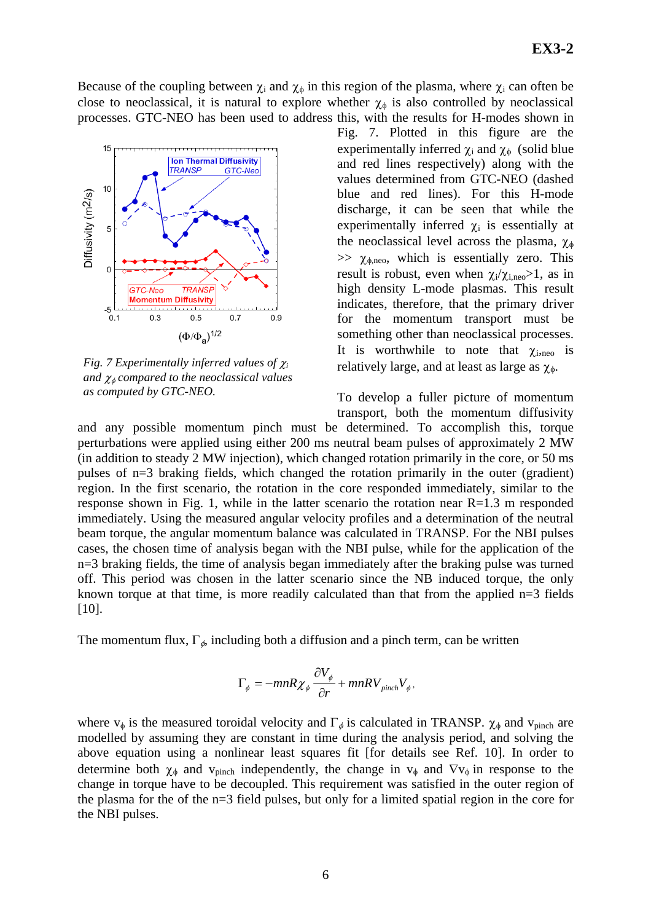Because of the coupling between $\chi_i$ and $\chi_\phi$ in this region of the plasma, where $\chi_i$ can often be close to neoclassical, it is natural to explore whether $\chi_\phi$ is also controlled by neoclassical processes. GTC-NEO has been used to address this, with the results for H-modes shown in Fig. 7. Plotted in this figure are the experimentally inferred $\chi_i$ and $\chi_\phi$ (solid blue and red lines respectively) along with the values determined from GTC-NEO (dashed blue and red lines). For this H-mode discharge, it can be seen that while the experimentally inferred $\chi_i$ is essentially at the neoclassical level across the plasma, $\chi_\phi >> \chi_{\phi,neo}$, which is essentially zero. This result is robust, even when $\chi_i/\chi_{i,neo}>1$, as in high density L-mode plasmas. This result indicates, therefore, that the primary driver for the momentum transport must be something other than neoclassical processes. It is worthwhile to note that $\chi_{i,neo}$ is relatively large, and at least as large as $\chi_\phi$.

*Fig. 7 Experimentally inferred values of $\chi_i$ and $\chi_\phi$ compared to the neoclassical values as computed by GTC-NEO.*

To develop a fuller picture of momentum transport, both the momentum diffusivity and any possible momentum pinch must be determined. To accomplish this, torque perturbations were applied using either 200 ms neutral beam pulses of approximately 2 MW (in addition to steady 2 MW injection), which changed rotation primarily in the core, or 50 ms pulses of n=3 braking fields, which changed the rotation primarily in the outer (gradient) region. In the first scenario, the rotation in the core responded immediately, similar to the response shown in Fig. 1, while in the latter scenario the rotation near R=1.3 m responded immediately. Using the measured angular velocity profiles and a determination of the neutral beam torque, the angular momentum balance was calculated in TRANSP. For the NBI pulses cases, the chosen time of analysis began with the NBI pulse, while for the application of the n=3 braking fields, the time of analysis began immediately after the braking pulse was turned off. This period was chosen in the latter scenario since the NB induced torque, the only known torque at that time, is more readily calculated than that from the applied n=3 fields [10].

The momentum flux, $\Gamma_\phi$, including both a diffusion and a pinch term, can be written

$$\Gamma_\phi = -mnR\chi_\phi \frac{\partial V_\phi}{\partial r} + mnRV_{pinch}V_\phi,$$

where $v_\phi$ is the measured toroidal velocity and $\Gamma_\phi$ is calculated in TRANSP. $\chi_\phi$ and $v_{pinch}$ are modelled by assuming they are constant in time during the analysis period, and solving the above equation using a nonlinear least squares fit [for details see Ref. 10]. In order to determine both $\chi_\phi$ and $v_{pinch}$ independently, the change in $v_\phi$ and $\nabla v_\phi$ in response to the change in torque have to be decoupled. This requirement was satisfied in the outer region of the plasma for the of the n=3 field pulses, but only for a limited spatial region in the core for the NBI pulses.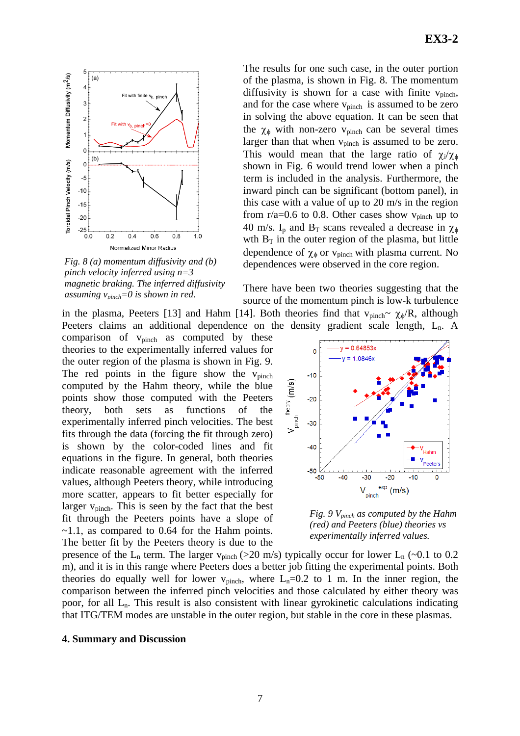The results for one such case, in the outer portion of the plasma, is shown in Fig. 8. The momentum diffusivity is shown for a case with finite $v_{pinch}$, and for the case where $v_{pinch}$ is assumed to be zero in solving the above equation. It can be seen that the $\chi_\phi$ with non-zero $v_{pinch}$ can be several times larger than that when $v_{pinch}$ is assumed to be zero. This would mean that the large ratio of $\chi_i/\chi_\phi$ shown in Fig. 6 would trend lower when a pinch term is included in the analysis. Furthermore, the inward pinch can be significant (bottom panel), in this case with a value of up to 20 m/s in the region from r/a=0.6 to 0.8. Other cases show $v_{pinch}$ up to 40 m/s. $I_p$ and $B_T$ scans revealed a decrease in $\chi_\phi$ wth $B_T$ in the outer region of the plasma, but little dependence of $\chi_\phi$ or $v_{pinch}$ with plasma current. No dependences were observed in the core region.

*Fig. 8 (a) momentum diffusivity and (b) pinch velocity inferred using n=3 magnetic braking. The inferred diffusivity assuming $v_{pinch}$=0 is shown in red.*

There have been two theories suggesting that the source of the momentum pinch is low-k turbulence in the plasma, Peeters [13] and Hahm [14]. Both theories find that $v_{pinch}\sim \chi_\phi/R$, although Peeters claims an additional dependence on the density gradient scale length, $L_n$. A comparison of $v_{pinch}$ as computed by these theories to the experimentally inferred values for the outer region of the plasma is shown in Fig. 9. The red points in the figure show the $v_{pinch}$ computed by the Hahm theory, while the blue points show those computed with the Peeters theory, both sets as functions of the experimentally inferred pinch velocities. The best fits through the data (forcing the fit through zero) is shown by the color-coded lines and fit equations in the figure. In general, both theories indicate reasonable agreement with the inferred values, although Peeters theory, while introducing more scatter, appears to fit better especially for larger $v_{pinch}$. This is seen by the fact that the best fit through the Peeters points have a slope of ~1.1, as compared to 0.64 for the Hahm points. The better fit by the Peeters theory is due to the presence of the $L_n$ term. The larger $v_{pinch}$ (>20 m/s) typically occur for lower $L_n$ (~0.1 to 0.2 m), and it is in this range where Peeters does a better job fitting the experimental points. Both theories do equally well for lower $v_{pinch}$, where $L_n$=0.2 to 1 m. In the inner region, the comparison between the inferred pinch velocities and those calculated by either theory was poor, for all $L_n$. This result is also consistent with linear gyrokinetic calculations indicating that ITG/TEM modes are unstable in the outer region, but stable in the core in these plasmas.

*Fig. 9 $V_{pinch}$ as computed by the Hahm (red) and Peeters (blue) theories vs experimentally inferred values.*

## 4. Summary and Discussion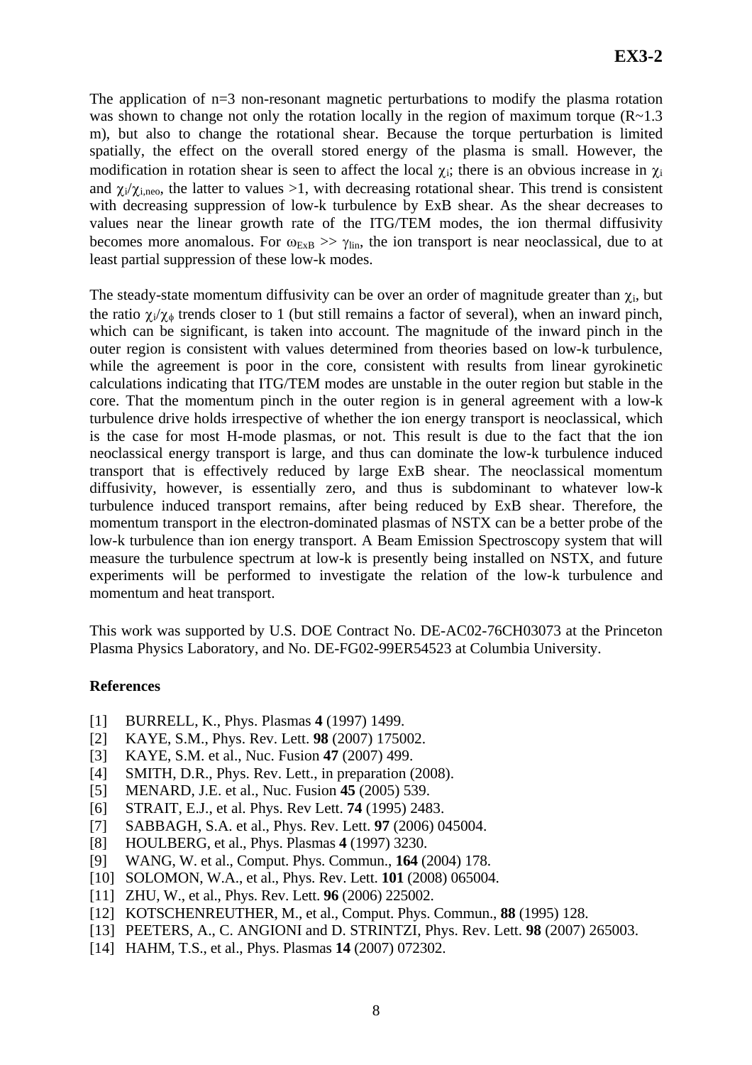The application of n=3 non-resonant magnetic perturbations to modify the plasma rotation was shown to change not only the rotation locally in the region of maximum torque (R~1.3 m), but also to change the rotational shear. Because the torque perturbation is limited spatially, the effect on the overall stored energy of the plasma is small. However, the modification in rotation shear is seen to affect the local $\chi_i$; there is an obvious increase in $\chi_i$ and $\chi_i/\chi_{i,neo}$, the latter to values >1, with decreasing rotational shear. This trend is consistent with decreasing suppression of low-k turbulence by ExB shear. As the shear decreases to values near the linear growth rate of the ITG/TEM modes, the ion thermal diffusivity becomes more anomalous. For $\omega_{ExB} >> \gamma_{lin}$, the ion transport is near neoclassical, due to at least partial suppression of these low-k modes.

The steady-state momentum diffusivity can be over an order of magnitude greater than $\chi_i$, but the ratio $\chi_i/\chi_\phi$ trends closer to 1 (but still remains a factor of several), when an inward pinch, which can be significant, is taken into account. The magnitude of the inward pinch in the outer region is consistent with values determined from theories based on low-k turbulence, while the agreement is poor in the core, consistent with results from linear gyrokinetic calculations indicating that ITG/TEM modes are unstable in the outer region but stable in the core. That the momentum pinch in the outer region is in general agreement with a low-k turbulence drive holds irrespective of whether the ion energy transport is neoclassical, which is the case for most H-mode plasmas, or not. This result is due to the fact that the ion neoclassical energy transport is large, and thus can dominate the low-k turbulence induced transport that is effectively reduced by large ExB shear. The neoclassical momentum diffusivity, however, is essentially zero, and thus is subdominant to whatever low-k turbulence induced transport remains, after being reduced by ExB shear. Therefore, the momentum transport in the electron-dominated plasmas of NSTX can be a better probe of the low-k turbulence than ion energy transport. A Beam Emission Spectroscopy system that will measure the turbulence spectrum at low-k is presently being installed on NSTX, and future experiments will be performed to investigate the relation of the low-k turbulence and momentum and heat transport.

This work was supported by U.S. DOE Contract No. DE-AC02-76CH03073 at the Princeton Plasma Physics Laboratory, and No. DE-FG02-99ER54523 at Columbia University.

## References

[1] BURRELL, K., Phys. Plasmas **4** (1997) 1499.
[2] KAYE, S.M., Phys. Rev. Lett. **98** (2007) 175002.
[3] KAYE, S.M. et al., Nuc. Fusion **47** (2007) 499.
[4] SMITH, D.R., Phys. Rev. Lett., in preparation (2008).
[5] MENARD, J.E. et al., Nuc. Fusion **45** (2005) 539.
[6] STRAIT, E.J., et al. Phys. Rev Lett. **74** (1995) 2483.
[7] SABBAGH, S.A. et al., Phys. Rev. Lett. **97** (2006) 045004.
[8] HOULBERG, et al., Phys. Plasmas **4** (1997) 3230.
[9] WANG, W. et al., Comput. Phys. Commun., **164** (2004) 178.
[10] SOLOMON, W.A., et al., Phys. Rev. Lett. **101** (2008) 065004.
[11] ZHU, W., et al., Phys. Rev. Lett. **96** (2006) 225002.
[12] KOTSCHENREUTHER, M., et al., Comput. Phys. Commun., **88** (1995) 128.
[13] PEETERS, A., C. ANGIONI and D. STRINTZI, Phys. Rev. Lett. **98** (2007) 265003.
[14] HAHM, T.S., et al., Phys. Plasmas **14** (2007) 072302.